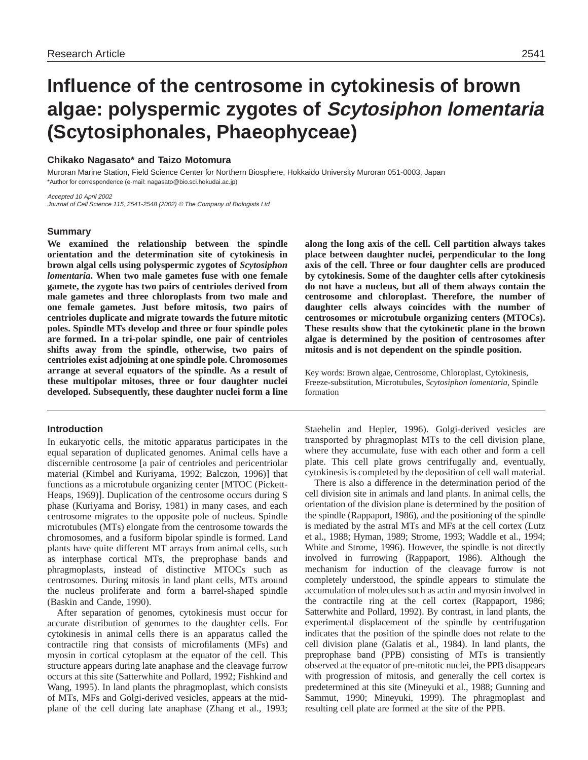Research Article

# Influence of the centrosome in cytokinesis of brown algae: polyspermic zygotes of *Scytosiphon lomentaria* (Scytosiphonales, Phaeophyceae)

**Chikako Nagasato* and Taizo Motomura**

Muroran Marine Station, Field Science Center for Northern Biosphere, Hokkaido University Muroran 051-0003, Japan
*Author for correspondence (e-mail: nagasato@bio.sci.hokudai.ac.jp)

*Accepted 10 April 2002*
*Journal of Cell Science 115, 2541-2548 (2002) © The Company of Biologists Ltd*

## Summary

**We examined the relationship between the spindle orientation and the determination site of cytokinesis in brown algal cells using polyspermic zygotes of *Scytosiphon lomentaria*. When two male gametes fuse with one female gamete, the zygote has two pairs of centrioles derived from male gametes and three chloroplasts from two male and one female gametes. Just before mitosis, two pairs of centrioles duplicate and migrate towards the future mitotic poles. Spindle MTs develop and three or four spindle poles are formed. In a tri-polar spindle, one pair of centrioles shifts away from the spindle, otherwise, two pairs of centrioles exist adjoining at one spindle pole. Chromosomes arrange at several equators of the spindle. As a result of these multipolar mitoses, three or four daughter nuclei developed. Subsequently, these daughter nuclei form a line along the long axis of the cell. Cell partition always takes place between daughter nuclei, perpendicular to the long axis of the cell. Three or four daughter cells are produced by cytokinesis. Some of the daughter cells after cytokinesis do not have a nucleus, but all of them always contain the centrosome and chloroplast. Therefore, the number of daughter cells always coincides with the number of centrosomes or microtubule organizing centers (MTOCs). These results show that the cytokinetic plane in the brown algae is determined by the position of centrosomes after mitosis and is not dependent on the spindle position.**

Key words: Brown algae, Centrosome, Chloroplast, Cytokinesis, Freeze-substitution, Microtubules, *Scytosiphon lomentaria*, Spindle formation

## Introduction

In eukaryotic cells, the mitotic apparatus participates in the equal separation of duplicated genomes. Animal cells have a discernible centrosome [a pair of centrioles and pericentriolar material (Kimbel and Kuriyama, 1992; Balczon, 1996)] that functions as a microtubule organizing center [MTOC (Pickett-Heaps, 1969)]. Duplication of the centrosome occurs during S phase (Kuriyama and Borisy, 1981) in many cases, and each centrosome migrates to the opposite pole of nucleus. Spindle microtubules (MTs) elongate from the centrosome towards the chromosomes, and a fusiform bipolar spindle is formed. Land plants have quite different MT arrays from animal cells, such as interphase cortical MTs, the preprophase bands and phragmoplasts, instead of distinctive MTOCs such as centrosomes. During mitosis in land plant cells, MTs around the nucleus proliferate and form a barrel-shaped spindle (Baskin and Cande, 1990).

After separation of genomes, cytokinesis must occur for accurate distribution of genomes to the daughter cells. For cytokinesis in animal cells there is an apparatus called the contractile ring that consists of microfilaments (MFs) and myosin in cortical cytoplasm at the equator of the cell. This structure appears during late anaphase and the cleavage furrow occurs at this site (Satterwhite and Pollard, 1992; Fishkind and Wang, 1995). In land plants the phragmoplast, which consists of MTs, MFs and Golgi-derived vesicles, appears at the mid-plane of the cell during late anaphase (Zhang et al., 1993; Staehelin and Hepler, 1996). Golgi-derived vesicles are transported by phragmoplast MTs to the cell division plane, where they accumulate, fuse with each other and form a cell plate. This cell plate grows centrifugally and, eventually, cytokinesis is completed by the deposition of cell wall material.

There is also a difference in the determination period of the cell division site in animals and land plants. In animal cells, the orientation of the division plane is determined by the position of the spindle (Rappaport, 1986), and the positioning of the spindle is mediated by the astral MTs and MFs at the cell cortex (Lutz et al., 1988; Hyman, 1989; Strome, 1993; Waddle et al., 1994; White and Strome, 1996). However, the spindle is not directly involved in furrowing (Rappaport, 1986). Although the mechanism for induction of the cleavage furrow is not completely understood, the spindle appears to stimulate the accumulation of molecules such as actin and myosin involved in the contractile ring at the cell cortex (Rappaport, 1986; Satterwhite and Pollard, 1992). By contrast, in land plants, the experimental displacement of the spindle by centrifugation indicates that the position of the spindle does not relate to the cell division plane (Galatis et al., 1984). In land plants, the preprophase band (PPB) consisting of MTs is transiently observed at the equator of pre-mitotic nuclei, the PPB disappears with progression of mitosis, and generally the cell cortex is predetermined at this site (Mineyuki et al., 1988; Gunning and Sammut, 1990; Mineyuki, 1999). The phragmoplast and resulting cell plate are formed at the site of the PPB.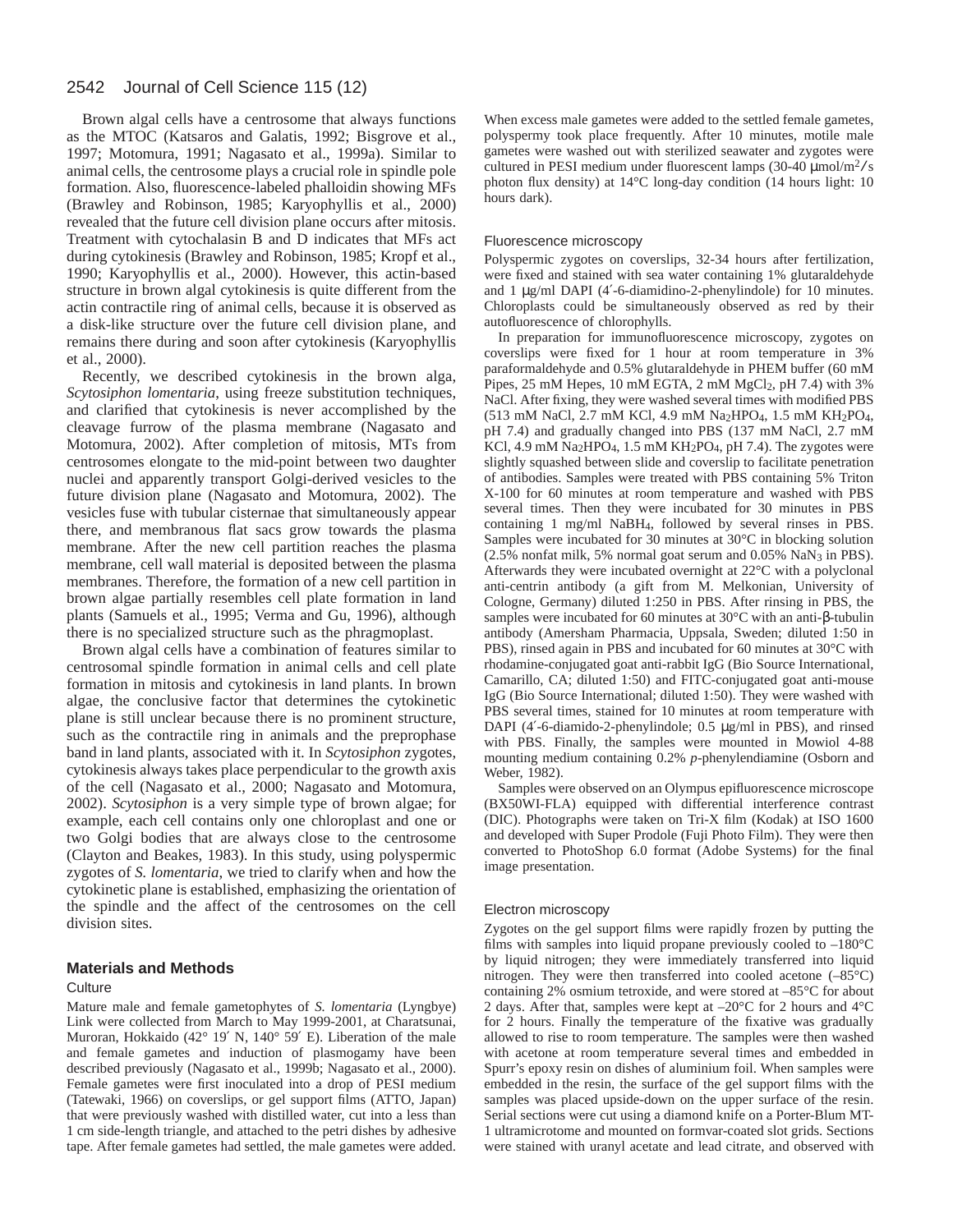Brown algal cells have a centrosome that always functions as the MTOC (Katsaros and Galatis, 1992; Bisgrove et al., 1997; Motomura, 1991; Nagasato et al., 1999a). Similar to animal cells, the centrosome plays a crucial role in spindle pole formation. Also, fluorescence-labeled phalloidin showing MFs (Brawley and Robinson, 1985; Karyophyllis et al., 2000) revealed that the future cell division plane occurs after mitosis. Treatment with cytochalasin B and D indicates that MFs act during cytokinesis (Brawley and Robinson, 1985; Kropf et al., 1990; Karyophyllis et al., 2000). However, this actin-based structure in brown algal cytokinesis is quite different from the actin contractile ring of animal cells, because it is observed as a disk-like structure over the future cell division plane, and remains there during and soon after cytokinesis (Karyophyllis et al., 2000).

Recently, we described cytokinesis in the brown alga, *Scytosiphon lomentaria*, using freeze substitution techniques, and clarified that cytokinesis is never accomplished by the cleavage furrow of the plasma membrane (Nagasato and Motomura, 2002). After completion of mitosis, MTs from centrosomes elongate to the mid-point between two daughter nuclei and apparently transport Golgi-derived vesicles to the future division plane (Nagasato and Motomura, 2002). The vesicles fuse with tubular cisternae that simultaneously appear there, and membranous flat sacs grow towards the plasma membrane. After the new cell partition reaches the plasma membrane, cell wall material is deposited between the plasma membranes. Therefore, the formation of a new cell partition in brown algae partially resembles cell plate formation in land plants (Samuels et al., 1995; Verma and Gu, 1996), although there is no specialized structure such as the phragmoplast.

Brown algal cells have a combination of features similar to centrosomal spindle formation in animal cells and cell plate formation in mitosis and cytokinesis in land plants. In brown algae, the conclusive factor that determines the cytokinetic plane is still unclear because there is no prominent structure, such as the contractile ring in animals and the preprophase band in land plants, associated with it. In *Scytosiphon* zygotes, cytokinesis always takes place perpendicular to the growth axis of the cell (Nagasato et al., 2000; Nagasato and Motomura, 2002). *Scytosiphon* is a very simple type of brown algae; for example, each cell contains only one chloroplast and one or two Golgi bodies that are always close to the centrosome (Clayton and Beakes, 1983). In this study, using polyspermic zygotes of *S. lomentaria*, we tried to clarify when and how the cytokinetic plane is established, emphasizing the orientation of the spindle and the affect of the centrosomes on the cell division sites.

## Materials and Methods

### Culture

Mature male and female gametophytes of *S. lomentaria* (Lyngbye) Link were collected from March to May 1999-2001, at Charatsunai, Muroran, Hokkaido (42° 19′ N, 140° 59′ E). Liberation of the male and female gametes and induction of plasmogamy have been described previously (Nagasato et al., 1999b; Nagasato et al., 2000). Female gametes were first inoculated into a drop of PESI medium (Tatewaki, 1966) on coverslips, or gel support films (ATTO, Japan) that were previously washed with distilled water, cut into a less than 1 cm side-length triangle, and attached to the petri dishes by adhesive tape. After female gametes had settled, the male gametes were added. When excess male gametes were added to the settled female gametes, polyspermy took place frequently. After 10 minutes, motile male gametes were washed out with sterilized seawater and zygotes were cultured in PESI medium under fluorescent lamps (30-40 μmol/m²/s photon flux density) at 14°C long-day condition (14 hours light: 10 hours dark).

### Fluorescence microscopy

Polyspermic zygotes on coverslips, 32-34 hours after fertilization, were fixed and stained with sea water containing 1% glutaraldehyde and 1 μg/ml DAPI (4′-6-diamidino-2-phenylindole) for 10 minutes. Chloroplasts could be simultaneously observed as red by their autofluorescence of chlorophylls.

In preparation for immunofluorescence microscopy, zygotes on coverslips were fixed for 1 hour at room temperature in 3% paraformaldehyde and 0.5% glutaraldehyde in PHEM buffer (60 mM Pipes, 25 mM Hepes, 10 mM EGTA, 2 mM $MgCl_2$, pH 7.4) with 3% NaCl. After fixing, they were washed several times with modified PBS (513 mM NaCl, 2.7 mM KCl, 4.9 mM $Na_2HPO_4$, 1.5 mM $KH_2PO_4$, pH 7.4) and gradually changed into PBS (137 mM NaCl, 2.7 mM KCl, 4.9 mM $Na_2HPO_4$, 1.5 mM $KH_2PO_4$, pH 7.4). The zygotes were slightly squashed between slide and coverslip to facilitate penetration of antibodies. Samples were treated with PBS containing 5% Triton X-100 for 60 minutes at room temperature and washed with PBS several times. Then they were incubated for 30 minutes in PBS containing 1 mg/ml $NaBH_4$, followed by several rinses in PBS. Samples were incubated for 30 minutes at 30°C in blocking solution (2.5% nonfat milk, 5% normal goat serum and 0.05% $NaN_3$ in PBS). Afterwards they were incubated overnight at 22°C with a polyclonal anti-centrin antibody (a gift from M. Melkonian, University of Cologne, Germany) diluted 1:250 in PBS. After rinsing in PBS, the samples were incubated for 60 minutes at 30°C with an anti-β-tubulin antibody (Amersham Pharmacia, Uppsala, Sweden; diluted 1:50 in PBS), rinsed again in PBS and incubated for 60 minutes at 30°C with rhodamine-conjugated goat anti-rabbit IgG (Bio Source International, Camarillo, CA; diluted 1:50) and FITC-conjugated goat anti-mouse IgG (Bio Source International; diluted 1:50). They were washed with PBS several times, stained for 10 minutes at room temperature with DAPI (4′-6-diamido-2-phenylindole; 0.5 μg/ml in PBS), and rinsed with PBS. Finally, the samples were mounted in Mowiol 4-88 mounting medium containing 0.2% *p*-phenylendiamine (Osborn and Weber, 1982).

Samples were observed on an Olympus epifluorescence microscope (BX50WI-FLA) equipped with differential interference contrast (DIC). Photographs were taken on Tri-X film (Kodak) at ISO 1600 and developed with Super Prodole (Fuji Photo Film). They were then converted to PhotoShop 6.0 format (Adobe Systems) for the final image presentation.

### Electron microscopy

Zygotes on the gel support films were rapidly frozen by putting the films with samples into liquid propane previously cooled to –180°C by liquid nitrogen; they were immediately transferred into liquid nitrogen. They were then transferred into cooled acetone (–85°C) containing 2% osmium tetroxide, and were stored at –85°C for about 2 days. After that, samples were kept at –20°C for 2 hours and 4°C for 2 hours. Finally the temperature of the fixative was gradually allowed to rise to room temperature. The samples were then washed with acetone at room temperature several times and embedded in Spurr's epoxy resin on dishes of aluminium foil. When samples were embedded in the resin, the surface of the gel support films with the samples was placed upside-down on the upper surface of the resin. Serial sections were cut using a diamond knife on a Porter-Blum MT-1 ultramicrotome and mounted on formvar-coated slot grids. Sections were stained with uranyl acetate and lead citrate, and observed with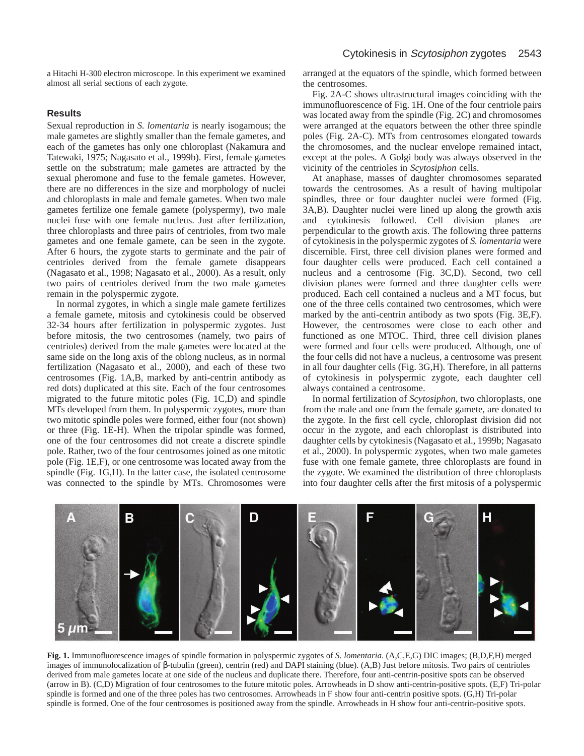a Hitachi H-300 electron microscope. In this experiment we examined almost all serial sections of each zygote.

## Results

Sexual reproduction in *S. lomentaria* is nearly isogamous; the male gametes are slightly smaller than the female gametes, and each of the gametes has only one chloroplast (Nakamura and Tatewaki, 1975; Nagasato et al., 1999b). First, female gametes settle on the substratum; male gametes are attracted by the sexual pheromone and fuse to the female gametes. However, there are no differences in the size and morphology of nuclei and chloroplasts in male and female gametes. When two male gametes fertilize one female gamete (polyspermy), two male nuclei fuse with one female nucleus. Just after fertilization, three chloroplasts and three pairs of centrioles, from two male gametes and one female gamete, can be seen in the zygote. After 6 hours, the zygote starts to germinate and the pair of centrioles derived from the female gamete disappears (Nagasato et al., 1998; Nagasato et al., 2000). As a result, only two pairs of centrioles derived from the two male gametes remain in the polyspermic zygote.

In normal zygotes, in which a single male gamete fertilizes a female gamete, mitosis and cytokinesis could be observed 32-34 hours after fertilization in polyspermic zygotes. Just before mitosis, the two centrosomes (namely, two pairs of centrioles) derived from the male gametes were located at the same side on the long axis of the oblong nucleus, as in normal fertilization (Nagasato et al., 2000), and each of these two centrosomes (Fig. 1A,B, marked by anti-centrin antibody as red dots) duplicated at this site. Each of the four centrosomes migrated to the future mitotic poles (Fig. 1C,D) and spindle MTs developed from them. In polyspermic zygotes, more than two mitotic spindle poles were formed, either four (not shown) or three (Fig. 1E-H). When the tripolar spindle was formed, one of the four centrosomes did not create a discrete spindle pole. Rather, two of the four centrosomes joined as one mitotic pole (Fig. 1E,F), or one centrosome was located away from the spindle (Fig. 1G,H). In the latter case, the isolated centrosome was connected to the spindle by MTs. Chromosomes were arranged at the equators of the spindle, which formed between the centrosomes.

Fig. 2A-C shows ultrastructural images coinciding with the immunofluorescence of Fig. 1H. One of the four centriole pairs was located away from the spindle (Fig. 2C) and chromosomes were arranged at the equators between the other three spindle poles (Fig. 2A-C). MTs from centrosomes elongated towards the chromosomes, and the nuclear envelope remained intact, except at the poles. A Golgi body was always observed in the vicinity of the centrioles in *Scytosiphon* cells.

At anaphase, masses of daughter chromosomes separated towards the centrosomes. As a result of having multipolar spindles, three or four daughter nuclei were formed (Fig. 3A,B). Daughter nuclei were lined up along the growth axis and cytokinesis followed. Cell division planes are perpendicular to the growth axis. The following three patterns of cytokinesis in the polyspermic zygotes of *S. lomentaria* were discernible. First, three cell division planes were formed and four daughter cells were produced. Each cell contained a nucleus and a centrosome (Fig. 3C,D). Second, two cell division planes were formed and three daughter cells were produced. Each cell contained a nucleus and a MT focus, but one of the three cells contained two centrosomes, which were marked by the anti-centrin antibody as two spots (Fig. 3E,F). However, the centrosomes were close to each other and functioned as one MTOC. Third, three cell division planes were formed and four cells were produced. Although, one of the four cells did not have a nucleus, a centrosome was present in all four daughter cells (Fig. 3G,H). Therefore, in all patterns of cytokinesis in polyspermic zygote, each daughter cell always contained a centrosome.

In normal fertilization of *Scytosiphon*, two chloroplasts, one from the male and one from the female gamete, are donated to the zygote. In the first cell cycle, chloroplast division did not occur in the zygote, and each chloroplast is distributed into daughter cells by cytokinesis (Nagasato et al., 1999b; Nagasato et al., 2000). In polyspermic zygotes, when two male gametes fuse with one female gamete, three chloroplasts are found in the zygote. We examined the distribution of three chloroplasts into four daughter cells after the first mitosis of a polyspermic

**Fig. 1.** Immunofluorescence images of spindle formation in polyspermic zygotes of *S. lomentaria*. (A,C,E,G) DIC images; (B,D,F,H) merged images of immunolocalization of β-tubulin (green), centrin (red) and DAPI staining (blue). (A,B) Just before mitosis. Two pairs of centrioles derived from male gametes locate at one side of the nucleus and duplicate there. Therefore, four anti-centrin-positive spots can be observed (arrow in B). (C,D) Migration of four centrosomes to the future mitotic poles. Arrowheads in D show anti-centrin-positive spots. (E,F) Tri-polar spindle is formed and one of the three poles has two centrosomes. Arrowheads in F show four anti-centrin positive spots. (G,H) Tri-polar spindle is formed. One of the four centrosomes is positioned away from the spindle. Arrowheads in H show four anti-centrin-positive spots.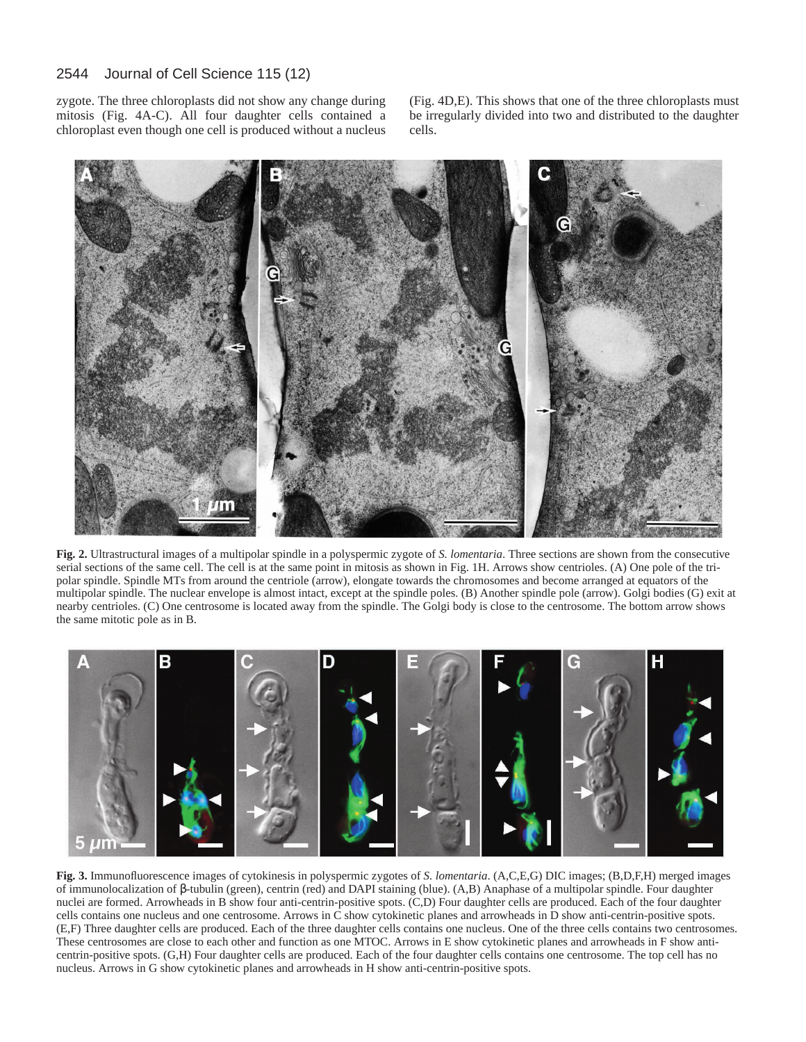zygote. The three chloroplasts did not show any change during mitosis (Fig. 4A-C). All four daughter cells contained a chloroplast even though one cell is produced without a nucleus (Fig. 4D,E). This shows that one of the three chloroplasts must be irregularly divided into two and distributed to the daughter cells.

**Fig. 2.** Ultrastructural images of a multipolar spindle in a polyspermic zygote of *S. lomentaria*. Three sections are shown from the consecutive serial sections of the same cell. The cell is at the same point in mitosis as shown in Fig. 1H. Arrows show centrioles. (A) One pole of the tri-polar spindle. Spindle MTs from around the centriole (arrow), elongate towards the chromosomes and become arranged at equators of the multipolar spindle. The nuclear envelope is almost intact, except at the spindle poles. (B) Another spindle pole (arrow). Golgi bodies (G) exit at nearby centrioles. (C) One centrosome is located away from the spindle. The Golgi body is close to the centrosome. The bottom arrow shows the same mitotic pole as in B.

**Fig. 3.** Immunofluorescence images of cytokinesis in polyspermic zygotes of *S. lomentaria*. (A,C,E,G) DIC images; (B,D,F,H) merged images of immunolocalization of β-tubulin (green), centrin (red) and DAPI staining (blue). (A,B) Anaphase of a multipolar spindle. Four daughter nuclei are formed. Arrowheads in B show four anti-centrin-positive spots. (C,D) Four daughter cells are produced. Each of the four daughter cells contains one nucleus and one centrosome. Arrows in C show cytokinetic planes and arrowheads in D show anti-centrin-positive spots. (E,F) Three daughter cells are produced. Each of the three daughter cells contains one nucleus. One of the three cells contains two centrosomes. These centrosomes are close to each other and function as one MTOC. Arrows in E show cytokinetic planes and arrowheads in F show anti-centrin-positive spots. (G,H) Four daughter cells are produced. Each of the four daughter cells contains one centrosome. The top cell has no nucleus. Arrows in G show cytokinetic planes and arrowheads in H show anti-centrin-positive spots.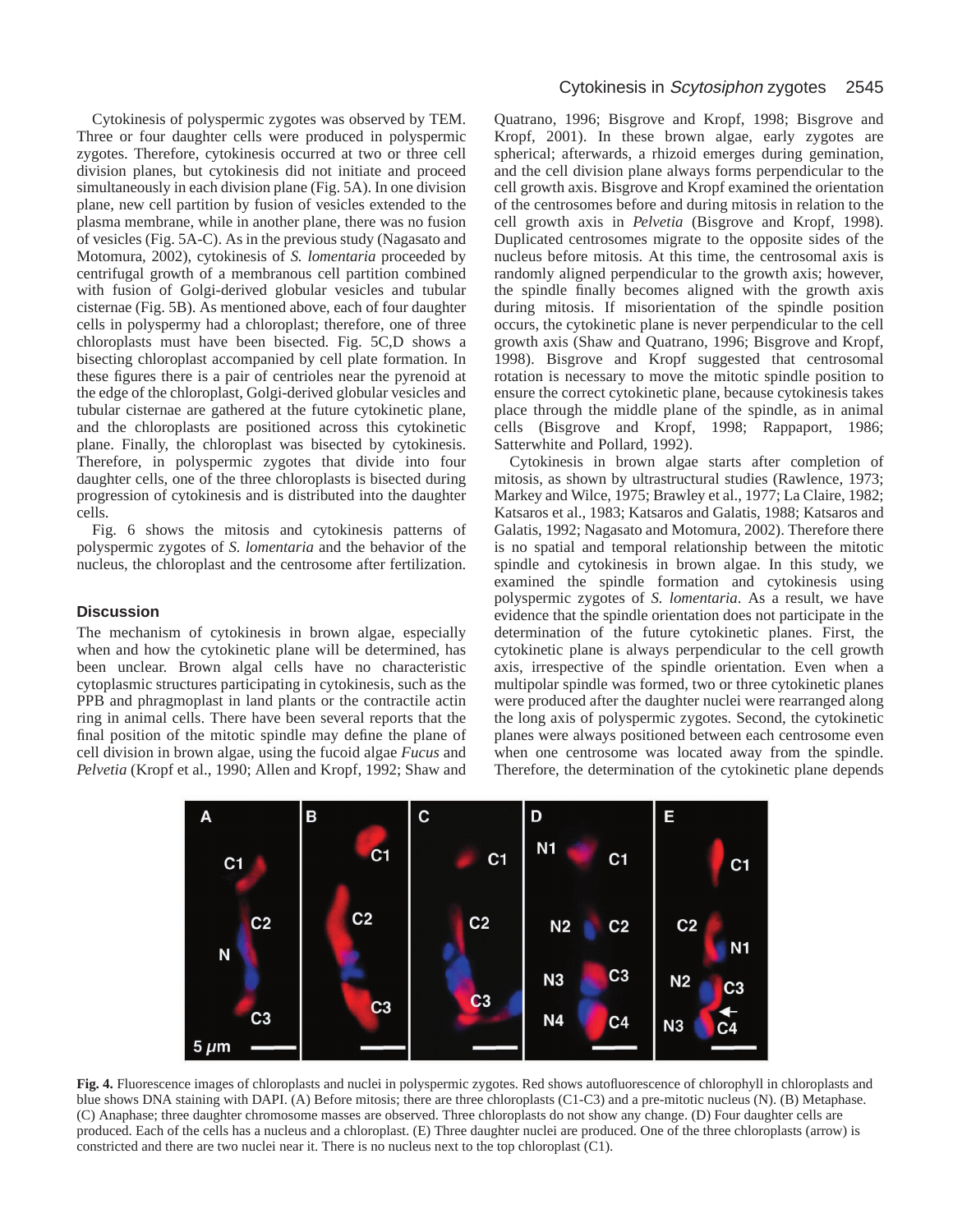Cytokinesis of polyspermic zygotes was observed by TEM. Three or four daughter cells were produced in polyspermic zygotes. Therefore, cytokinesis occurred at two or three cell division planes, but cytokinesis did not initiate and proceed simultaneously in each division plane (Fig. 5A). In one division plane, new cell partition by fusion of vesicles extended to the plasma membrane, while in another plane, there was no fusion of vesicles (Fig. 5A-C). As in the previous study (Nagasato and Motomura, 2002), cytokinesis of *S. lomentaria* proceeded by centrifugal growth of a membranous cell partition combined with fusion of Golgi-derived globular vesicles and tubular cisternae (Fig. 5B). As mentioned above, each of four daughter cells in polyspermy had a chloroplast; therefore, one of three chloroplasts must have been bisected. Fig. 5C,D shows a bisecting chloroplast accompanied by cell plate formation. In these figures there is a pair of centrioles near the pyrenoid at the edge of the chloroplast, Golgi-derived globular vesicles and tubular cisternae are gathered at the future cytokinetic plane, and the chloroplasts are positioned across this cytokinetic plane. Finally, the chloroplast was bisected by cytokinesis. Therefore, in polyspermic zygotes that divide into four daughter cells, one of the three chloroplasts is bisected during progression of cytokinesis and is distributed into the daughter cells.

Fig. 6 shows the mitosis and cytokinesis patterns of polyspermic zygotes of *S. lomentaria* and the behavior of the nucleus, the chloroplast and the centrosome after fertilization.

## Discussion

The mechanism of cytokinesis in brown algae, especially when and how the cytokinetic plane will be determined, has been unclear. Brown algal cells have no characteristic cytoplasmic structures participating in cytokinesis, such as the PPB and phragmoplast in land plants or the contractile actin ring in animal cells. There have been several reports that the final position of the mitotic spindle may define the plane of cell division in brown algae, using the fucoid algae *Fucus* and *Pelvetia* (Kropf et al., 1990; Allen and Kropf, 1992; Shaw and Quatrano, 1996; Bisgrove and Kropf, 1998; Bisgrove and Kropf, 2001). In these brown algae, early zygotes are spherical; afterwards, a rhizoid emerges during gemination, and the cell division plane always forms perpendicular to the cell growth axis. Bisgrove and Kropf examined the orientation of the centrosomes before and during mitosis in relation to the cell growth axis in *Pelvetia* (Bisgrove and Kropf, 1998). Duplicated centrosomes migrate to the opposite sides of the nucleus before mitosis. At this time, the centrosomal axis is randomly aligned perpendicular to the growth axis; however, the spindle finally becomes aligned with the growth axis during mitosis. If misorientation of the spindle position occurs, the cytokinetic plane is never perpendicular to the cell growth axis (Shaw and Quatrano, 1996; Bisgrove and Kropf, 1998). Bisgrove and Kropf suggested that centrosomal rotation is necessary to move the mitotic spindle position to ensure the correct cytokinetic plane, because cytokinesis takes place through the middle plane of the spindle, as in animal cells (Bisgrove and Kropf, 1998; Rappaport, 1986; Satterwhite and Pollard, 1992).

Cytokinesis in brown algae starts after completion of mitosis, as shown by ultrastructural studies (Rawlence, 1973; Markey and Wilce, 1975; Brawley et al., 1977; La Claire, 1982; Katsaros et al., 1983; Katsaros and Galatis, 1988; Katsaros and Galatis, 1992; Nagasato and Motomura, 2002). Therefore there is no spatial and temporal relationship between the mitotic spindle and cytokinesis in brown algae. In this study, we examined the spindle formation and cytokinesis using polyspermic zygotes of *S. lomentaria*. As a result, we have evidence that the spindle orientation does not participate in the determination of the future cytokinetic planes. First, the cytokinetic plane is always perpendicular to the cell growth axis, irrespective of the spindle orientation. Even when a multipolar spindle was formed, two or three cytokinetic planes were produced after the daughter nuclei were rearranged along the long axis of polyspermic zygotes. Second, the cytokinetic planes were always positioned between each centrosome even when one centrosome was located away from the spindle. Therefore, the determination of the cytokinetic plane depends

**Fig. 4.** Fluorescence images of chloroplasts and nuclei in polyspermic zygotes. Red shows autofluorescence of chlorophyll in chloroplasts and blue shows DNA staining with DAPI. (A) Before mitosis; there are three chloroplasts (C1-C3) and a pre-mitotic nucleus (N). (B) Metaphase. (C) Anaphase; three daughter chromosome masses are observed. Three chloroplasts do not show any change. (D) Four daughter cells are produced. Each of the cells has a nucleus and a chloroplast. (E) Three daughter nuclei are produced. One of the three chloroplasts (arrow) is constricted and there are two nuclei near it. There is no nucleus next to the top chloroplast (C1).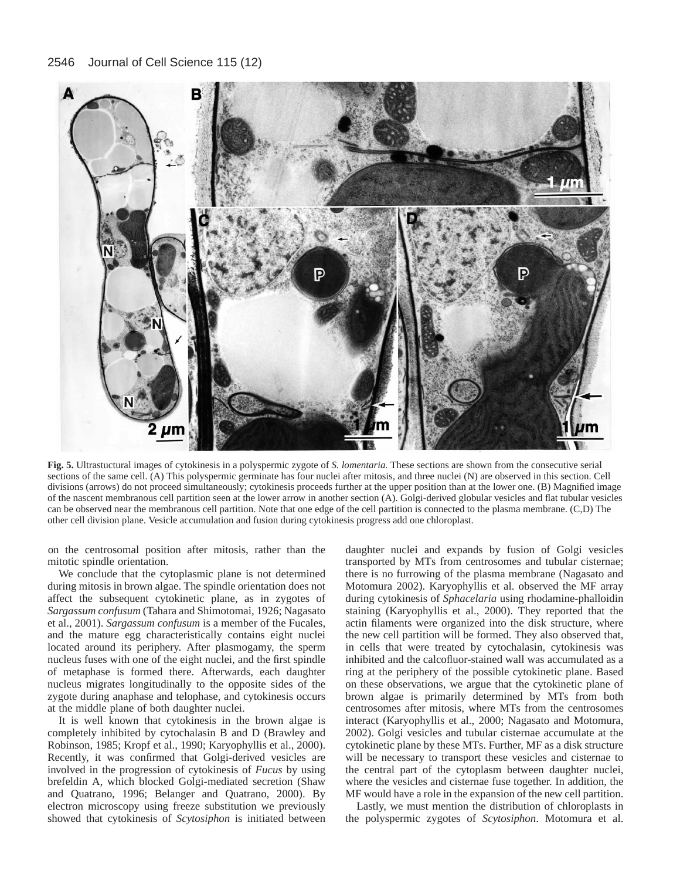**Fig. 5.** Ultrastuctural images of cytokinesis in a polyspermic zygote of *S. lomentaria.* These sections are shown from the consecutive serial sections of the same cell. (A) This polyspermic germinate has four nuclei after mitosis, and three nuclei (N) are observed in this section. Cell divisions (arrows) do not proceed simultaneously; cytokinesis proceeds further at the upper position than at the lower one. (B) Magnified image of the nascent membranous cell partition seen at the lower arrow in another section (A). Golgi-derived globular vesicles and flat tubular vesicles can be observed near the membranous cell partition. Note that one edge of the cell partition is connected to the plasma membrane. (C,D) The other cell division plane. Vesicle accumulation and fusion during cytokinesis progress add one chloroplast.

on the centrosomal position after mitosis, rather than the mitotic spindle orientation.

We conclude that the cytoplasmic plane is not determined during mitosis in brown algae. The spindle orientation does not affect the subsequent cytokinetic plane, as in zygotes of *Sargassum confusum* (Tahara and Shimotomai, 1926; Nagasato et al., 2001). *Sargassum confusum* is a member of the Fucales, and the mature egg characteristically contains eight nuclei located around its periphery. After plasmogamy, the sperm nucleus fuses with one of the eight nuclei, and the first spindle of metaphase is formed there. Afterwards, each daughter nucleus migrates longitudinally to the opposite sides of the zygote during anaphase and telophase, and cytokinesis occurs at the middle plane of both daughter nuclei.

It is well known that cytokinesis in the brown algae is completely inhibited by cytochalasin B and D (Brawley and Robinson, 1985; Kropf et al., 1990; Karyophyllis et al., 2000). Recently, it was confirmed that Golgi-derived vesicles are involved in the progression of cytokinesis of *Fucus* by using brefeldin A, which blocked Golgi-mediated secretion (Shaw and Quatrano, 1996; Belanger and Quatrano, 2000). By electron microscopy using freeze substitution we previously showed that cytokinesis of *Scytosiphon* is initiated between daughter nuclei and expands by fusion of Golgi vesicles transported by MTs from centrosomes and tubular cisternae; there is no furrowing of the plasma membrane (Nagasato and Motomura 2002). Karyophyllis et al. observed the MF array during cytokinesis of *Sphacelaria* using rhodamine-phalloidin staining (Karyophyllis et al., 2000). They reported that the actin filaments were organized into the disk structure, where the new cell partition will be formed. They also observed that, in cells that were treated by cytochalasin, cytokinesis was inhibited and the calcofluor-stained wall was accumulated as a ring at the periphery of the possible cytokinetic plane. Based on these observations, we argue that the cytokinetic plane of brown algae is primarily determined by MTs from both centrosomes after mitosis, where MTs from the centrosomes interact (Karyophyllis et al., 2000; Nagasato and Motomura, 2002). Golgi vesicles and tubular cisternae accumulate at the cytokinetic plane by these MTs. Further, MF as a disk structure will be necessary to transport these vesicles and cisternae to the central part of the cytoplasm between daughter nuclei, where the vesicles and cisternae fuse together. In addition, the MF would have a role in the expansion of the new cell partition.

Lastly, we must mention the distribution of chloroplasts in the polyspermic zygotes of *Scytosiphon*. Motomura et al.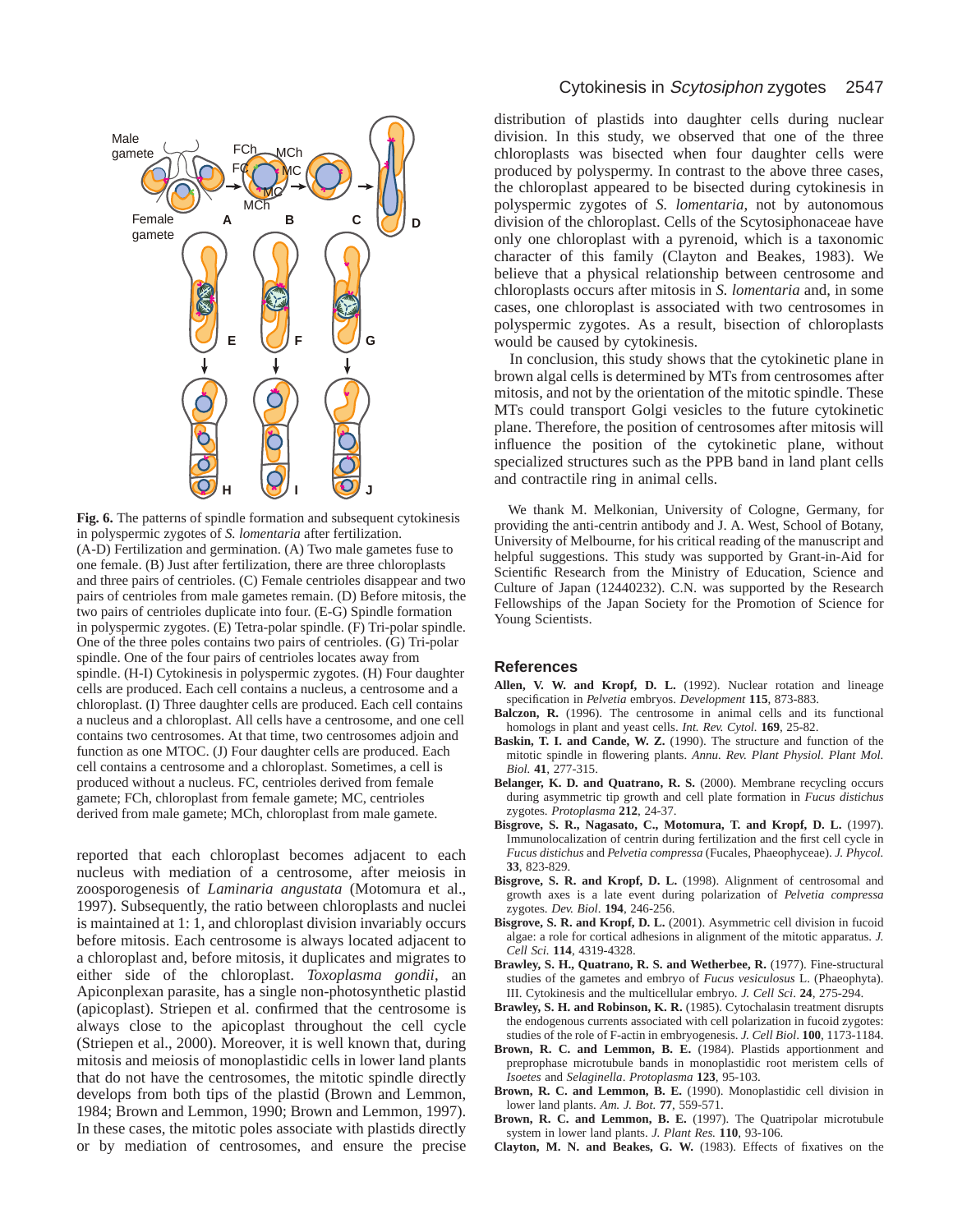**Fig. 6.** The patterns of spindle formation and subsequent cytokinesis in polyspermic zygotes of *S. lomentaria* after fertilization. (A-D) Fertilization and germination. (A) Two male gametes fuse to one female. (B) Just after fertilization, there are three chloroplasts and three pairs of centrioles. (C) Female centrioles disappear and two pairs of centrioles from male gametes remain. (D) Before mitosis, the two pairs of centrioles duplicate into four. (E-G) Spindle formation in polyspermic zygotes. (E) Tetra-polar spindle. (F) Tri-polar spindle. One of the three poles contains two pairs of centrioles. (G) Tri-polar spindle. One of the four pairs of centrioles locates away from spindle. (H-I) Cytokinesis in polyspermic zygotes. (H) Four daughter cells are produced. Each cell contains a nucleus, a centrosome and a chloroplast. (I) Three daughter cells are produced. Each cell contains a nucleus and a chloroplast. All cells have a centrosome, and one cell contains two centrosomes. At that time, two centrosomes adjoin and function as one MTOC. (J) Four daughter cells are produced. Each cell contains a centrosome and a chloroplast. Sometimes, a cell is produced without a nucleus. FC, centrioles derived from female gamete; FCh, chloroplast from female gamete; MC, centrioles derived from male gamete; MCh, chloroplast from male gamete.

reported that each chloroplast becomes adjacent to each nucleus with mediation of a centrosome, after meiosis in zoosporogenesis of *Laminaria angustata* (Motomura et al., 1997). Subsequently, the ratio between chloroplasts and nuclei is maintained at 1: 1, and chloroplast division invariably occurs before mitosis. Each centrosome is always located adjacent to a chloroplast and, before mitosis, it duplicates and migrates to either side of the chloroplast. *Toxoplasma gondii*, an Apiconplexan parasite, has a single non-photosynthetic plastid (apicoplast). Striepen et al. confirmed that the centrosome is always close to the apicoplast throughout the cell cycle (Striepen et al., 2000). Moreover, it is well known that, during mitosis and meiosis of monoplastidic cells in lower land plants that do not have the centrosomes, the mitotic spindle directly develops from both tips of the plastid (Brown and Lemmon, 1984; Brown and Lemmon, 1990; Brown and Lemmon, 1997). In these cases, the mitotic poles associate with plastids directly or by mediation of centrosomes, and ensure the precise distribution of plastids into daughter cells during nuclear division. In this study, we observed that one of the three chloroplasts was bisected when four daughter cells were produced by polyspermy. In contrast to the above three cases, the chloroplast appeared to be bisected during cytokinesis in polyspermic zygotes of *S. lomentaria*, not by autonomous division of the chloroplast. Cells of the Scytosiphonaceae have only one chloroplast with a pyrenoid, which is a taxonomic character of this family (Clayton and Beakes, 1983). We believe that a physical relationship between centrosome and chloroplasts occurs after mitosis in *S. lomentaria* and, in some cases, one chloroplast is associated with two centrosomes in polyspermic zygotes. As a result, bisection of chloroplasts would be caused by cytokinesis.

In conclusion, this study shows that the cytokinetic plane in brown algal cells is determined by MTs from centrosomes after mitosis, and not by the orientation of the mitotic spindle. These MTs could transport Golgi vesicles to the future cytokinetic plane. Therefore, the position of centrosomes after mitosis will influence the position of the cytokinetic plane, without specialized structures such as the PPB band in land plant cells and contractile ring in animal cells.

We thank M. Melkonian, University of Cologne, Germany, for providing the anti-centrin antibody and J. A. West, School of Botany, University of Melbourne, for his critical reading of the manuscript and helpful suggestions. This study was supported by Grant-in-Aid for Scientific Research from the Ministry of Education, Science and Culture of Japan (12440232). C.N. was supported by the Research Fellowships of the Japan Society for the Promotion of Science for Young Scientists.

## References

**Allen, V. W. and Kropf, D. L.** (1992). Nuclear rotation and lineage specification in *Pelvetia* embryos. *Development* **115**, 873-883.

**Balczon, R.** (1996). The centrosome in animal cells and its functional homologs in plant and yeast cells. *Int. Rev. Cytol.* **169**, 25-82.

**Baskin, T. I. and Cande, W. Z.** (1990). The structure and function of the mitotic spindle in flowering plants. *Annu. Rev. Plant Physiol. Plant Mol. Biol.* **41**, 277-315.

**Belanger, K. D. and Quatrano, R. S.** (2000). Membrane recycling occurs during asymmetric tip growth and cell plate formation in *Fucus distichus* zygotes. *Protoplasma* **212**, 24-37.

**Bisgrove, S. R., Nagasato, C., Motomura, T. and Kropf, D. L.** (1997). Immunolocalization of centrin during fertilization and the first cell cycle in *Fucus distichus* and *Pelvetia compressa* (Fucales, Phaeophyceae). *J. Phycol.* **33**, 823-829.

**Bisgrove, S. R. and Kropf, D. L.** (1998). Alignment of centrosomal and growth axes is a late event during polarization of *Pelvetia compressa* zygotes. *Dev. Biol.* **194**, 246-256.

**Bisgrove, S. R. and Kropf, D. L.** (2001). Asymmetric cell division in fucoid algae: a role for cortical adhesions in alignment of the mitotic apparatus. *J. Cell Sci.* **114**, 4319-4328.

**Brawley, S. H., Quatrano, R. S. and Wetherbee, R.** (1977). Fine-structural studies of the gametes and embryo of *Fucus vesiculosus* L. (Phaeophyta). III. Cytokinesis and the multicellular embryo. *J. Cell Sci.* **24**, 275-294.

**Brawley, S. H. and Robinson, K. R.** (1985). Cytochalasin treatment disrupts the endogenous currents associated with cell polarization in fucoid zygotes: studies of the role of F-actin in embryogenesis. *J. Cell Biol.* **100**, 1173-1184.

**Brown, R. C. and Lemmon, B. E.** (1984). Plastids apportionment and preprophase microtubule bands in monoplastidic root meristem cells of *Isoetes* and *Selaginella*. *Protoplasma* **123**, 95-103.

**Brown, R. C. and Lemmon, B. E.** (1990). Monoplastidic cell division in lower land plants. *Am. J. Bot.* **77**, 559-571.

**Brown, R. C. and Lemmon, B. E.** (1997). The Quatripolar microtubule system in lower land plants. *J. Plant Res.* **110**, 93-106.

**Clayton, M. N. and Beakes, G. W.** (1983). Effects of fixatives on the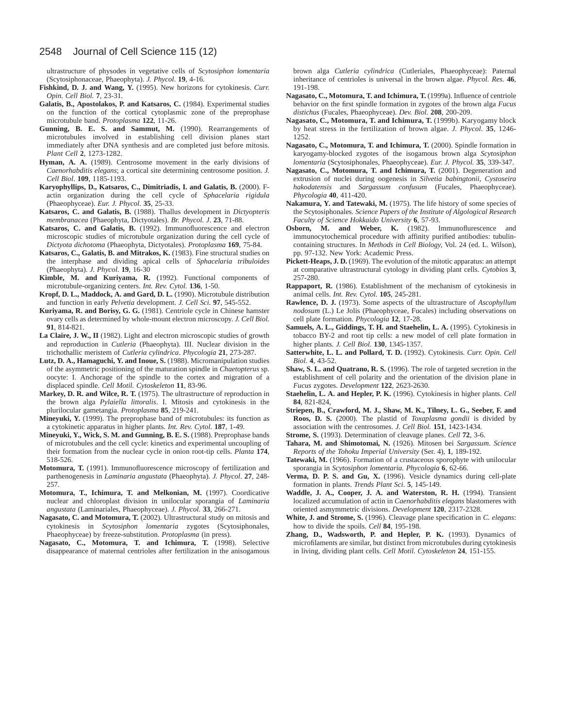ultrastructure of physodes in vegetative cells of *Scytosiphon lomentaria* (Scytosiphonaceae, Phaeophyta). *J. Phycol*. **19**, 4-16.

**Fishkind, D. J. and Wang, Y.** (1995). New horizons for cytokinesis. *Curr. Opin. Cell Biol.* **7**, 23-31.

**Galatis, B., Apostolakos, P. and Katsaros, C.** (1984). Experimental studies on the function of the cortical cytoplasmic zone of the preprophase microtubule band. *Protoplasma* **122**, 11-26.

**Gunning, B. E. S. and Sammut, M.** (1990). Rearrangements of microtubules involved in establishing cell division planes start immediately after DNA synthesis and are completed just before mitosis. *Plant Cell* **2**, 1273-1282.

**Hyman, A. A.** (1989). Centrosome movement in the early divisions of *Caenorhabditis elegans*; a cortical site determining centrosome position. *J. Cell Biol*. **109**, 1185-1193.

**Karyophyllips, D., Katsaros, C., Dimitriadis, I. and Galatis, B.** (2000). F-actin organization during the cell cycle of *Sphacelaria rigidula* (Phaeophyceae). *Eur. J. Phycol*. **35**, 25-33.

**Katsaros, C. and Galatis, B.** (1988). Thallus development in *Dictyopteris membranacea* (Phaeophyta, Dictyotales). *Br. Phycol. J*. **23**, 71-88.

**Katsaros, C. and Galatis, B.** (1992). Immunofluorescence and electron microscopic studies of microtubule organization during the cell cycle of *Dictyota dichotoma* (Phaeophyta, Dictyotales). *Protoplasma* **169**, 75-84.

**Katsaros, C., Galatis, B. and Mitrakos, K.** (1983). Fine structural studies on the interphase and dividing apical cells of *Sphacelaria tribuloides* (Phaeophyta). *J. Phycol.* **19**, 16-30

**Kimble, M. and Kuriyama, R.** (1992). Functional components of microtubule-organizing centers. *Int. Rev. Cytol.* **136**, 1-50.

**Kropf, D. L., Maddock, A. and Gard, D. L.** (1990). Microtubule distribution and function in early *Pelvetia* development. *J. Cell Sci.* **97**, 545-552.

**Kuriyama, R. and Borisy, G. G.** (1981). Centriole cycle in Chinese hamster ovary cells as determined by whole-mount electron microscopy. *J. Cell Biol.* **91**, 814-821.

**La Claire, J. W., II** (1982). Light and electron microscopic studies of growth and reproduction in *Cutleria* (Phaeophyta). III. Nuclear division in the trichothallic meristem of *Cutleria cylindrica*. *Phycologia* **21**, 273-287.

**Lutz, D. A., Hamaguchi, Y. and Inoue, S.** (1988). Micromanipulation studies of the asymmetric positioning of the maturation spindle in *Chaetopterus* sp. oocyte: I. Anchorage of the spindle to the cortex and migration of a displaced spindle. *Cell Motil. Cytoskeleton* **11**, 83-96.

**Markey, D. R. and Wilce, R. T.** (1975). The ultrastructure of reproduction in the brown alga *Pylaiella littoralis*. I. Mitosis and cytokinesis in the plurilocular gametangia. *Protoplasma* **85**, 219-241.

**Mineyuki, Y.** (1999). The preprophase band of microtubules: its function as a cytokinetic apparatus in higher plants. *Int. Rev. Cytol*. **187**, 1-49.

**Mineyuki, Y., Wick, S. M. and Gunning, B. E. S.** (1988). Preprophase bands of microtubules and the cell cycle: kinetics and experimental uncoupling of their formation from the nuclear cycle in onion root-tip cells. *Planta* **174**, 518-526.

**Motomura, T.** (1991). Immunofluorescence microscopy of fertilization and parthenogenesis in *Laminaria angustata* (Phaeophyta). *J. Phycol*. **27**, 248-257.

**Motomura, T., Ichimura, T. and Melkonian, M.** (1997). Coordicative nuclear and chloroplast division in unilocular sporangia of *Laminaria angustata* (Laminariales, Phaeophyceae). *J. Phycol.* **33**, 266-271.

**Nagasato, C. and Motomura, T.** (2002). Ultrastructural study on mitosis and cytokinesis in *Scytosiphon lomentaria* zygotes (Scytosiphonales, Phaeophyceae) by freeze-substitution. *Protoplasma* (in press).

**Nagasato, C., Motomura, T. and Ichimura, T.** (1998). Selective disappearance of maternal centrioles after fertilization in the anisogamous brown alga *Cutleria cylindrica* (Cutleriales, Phaeophyceae): Paternal inheritance of centrioles is universal in the brown algae. *Phycol. Res.* **46**, 191-198.

**Nagasato, C., Motomura, T. and Ichimura, T.** (1999a). Influence of centriole behavior on the first spindle formation in zygotes of the brown alga *Fucus distichus* (Fucales, Phaeophyceae). *Dev. Biol.* **208**, 200-209.

**Nagasato, C., Motomura, T. and Ichimura, T.** (1999b). Karyogamy block by heat stress in the fertilization of brown algae. *J. Phycol*. **35**, 1246-1252.

**Nagasato, C., Motomura, T. and Ichimura, T.** (2000). Spindle formation in karyogamy-blocked zygotes of the isogamous brown alga *Scytosiphon lomentaria* (Scytosiphonales, Phaeophyceae). *Eur. J. Phycol.* **35**, 339-347.

**Nagasato, C., Motomura, T. and Ichimura, T.** (2001). Degeneration and extrusion of nuclei during oogenesis in *Silvetia babingtonii*, *Cystoseira hakodatensis* and *Sargassum confusum* (Fucales, Phaeophyceae). *Phycologia* **40**, 411-420.

**Nakamura, Y. and Tatewaki, M.** (1975). The life history of some species of the Scytosiphonales. *Science Papers of the Institute of Algological Research Faculty of Science Hokkaido University* **6**, 57-93.

**Osborn, M. and Weber, K.** (1982). Immunoflurescence and immunocytochemical procedure with affinity purified antibodies: tubulin-containing structures. In *Methods in Cell Biology*, Vol. 24 (ed. L. Wilson), pp. 97-132. New York: Academic Press.

**Pickett-Heaps, J. D.** (1969). The evolution of the mitotic apparatus: an attempt at comparative ultrastructural cytology in dividing plant cells. *Cytobios* **3**, 257-280.

**Rappaport, R.** (1986). Establishment of the mechanism of cytokinesis in animal cells. *Int. Rev. Cytol.* **105**, 245-281.

**Rawlence, D. J.** (1973). Some aspects of the ultrastructure of *Ascophyllum nodosum* (L.) Le Jolis (Phaeophyceae, Fucales) including observations on cell plate formation. *Phycologia* **12**, 17-28.

**Samuels, A. L., Giddings, T. H. and Staehelin, L. A.** (1995). Cytokinesis in tobacco BY-2 and root tip cells: a new model of cell plate formation in higher plants. *J. Cell Biol.* **130**, 1345-1357.

**Satterwhite, L. L. and Pollard, T. D.** (1992). Cytokinesis. *Curr. Opin. Cell Biol*. **4**, 43-52.

**Shaw, S. L. and Quatrano, R. S.** (1996). The role of targeted secretion in the establishment of cell polarity and the orientation of the division plane in *Fucus* zygotes. *Development* **122**, 2623-2630.

**Staehelin, L. A. and Hepler, P. K.** (1996). Cytokinesis in higher plants. *Cell* **84**, 821-824,

**Striepen, B., Crawford, M. J., Shaw, M. K., Tilney, L. G., Seeber, F. and Roos, D. S.** (2000). The plastid of *Toxaplasma gondii* is divided by association with the centrosomes. *J. Cell Biol.* **151**, 1423-1434.

**Strome, S.** (1993). Determination of cleavage planes. *Cell* **72**, 3-6.

**Tahara, M. and Shimotomai, N.** (1926). Mitosen bei *Sargassum. Science Reports of the Tohoku Imperial University* (Ser. 4), **1**, 189-192.

**Tatewaki, M.** (1966). Formation of a crustaceous sporophyte with unilocular sporangia in *Scytosiphon lomentaria. Phycologia* **6**, 62-66.

**Verma, D. P. S. and Gu, X.** (1996). Vesicle dynamics during cell-plate formation in plants. *Trends Plant Sci*. **5**, 145-149.

**Waddle, J. A., Cooper, J. A. and Waterston, R. H.** (1994). Transient localized accumulation of actin in *Caenorhabditis elegans* blastomeres with oriented asmymmetric divisions. *Development* **120**, 2317-2328.

**White, J. and Strome, S.** (1996). Cleavage plane specification in *C. elegans*: how to divide the spoils. *Cell* **84**, 195-198.

**Zhang, D., Wadsworth, P. and Hepler, P. K.** (1993). Dynamics of microfilaments are similar, but distinct from microtubules during cytokinesis in living, dividing plant cells. *Cell Motil. Cytoskeleton* **24**, 151-155.